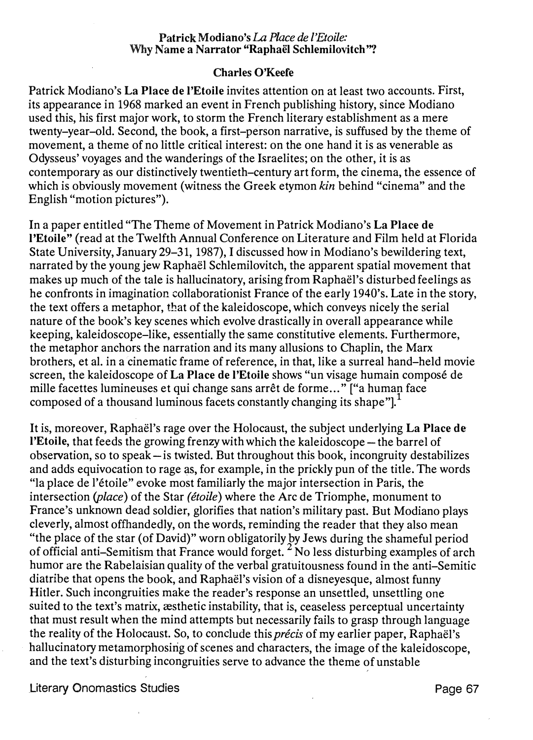# Patrick Modiano's *La Place de l'Etoile*: Why Name a Narrator "Raphaël Schlemilovitch"?

### Charles O'Keefe

Patrick Modiano's **La Place de l'Etoile** invites attention on at least two accounts. First, its appearance in 1968 marked an event in French publishing history, since Modiano used this, his first major work, to storm the French literary establishment as a mere twenty–year–old. Second, the book, a first–person narrative, is suffused by the theme of movement, a theme of no little critical interest: on the one hand it is as venerable as Odysseus' voyages and the wanderings of the Israelites; on the other, it is as contemporary as our distinctively twentieth–century art form, the cinema, the essence of which is obviously movement (witness the Greek etymon *kin* behind "cinema" and the English "motion pictures").

In a paper entitled "The Theme of Movement in Patrick Modiano's **La Place de l'Etoile**" (read at the Twelfth Annual Conference on Literature and Film held at Florida State University, January 29–31, 1987), I discussed how in Modiano's bewildering text, narrated by the young jew Raphaël Schlemilovitch, the apparent spatial movement that makes up much of the tale is hallucinatory, arising from Raphaël's disturbed feelings as he confronts in imagination collaborationist France of the early 1940's. Late in the story, the text offers a metaphor, that of the kaleidoscope, which conveys nicely the serial nature of the book's key scenes which evolve drastically in overall appearance while keeping, kaleidoscope–like, essentially the same constitutive elements. Furthermore, the metaphor anchors the narration and its many allusions to Chaplin, the Marx brothers, et al. in a cinematic frame of reference, in that, like a surreal hand–held movie screen, the kaleidoscope of **La Place de l'Etoile** shows "un visage humain composé de mille facettes lumineuses et qui change sans arrêt de forme..." ["a human face composed of a thousand luminous facets constantly changing its shape"].[1]

It is, moreover, Raphaël's rage over the Holocaust, the subject underlying **La Place de l'Etoile**, that feeds the growing frenzy with which the kaleidoscope — the barrel of observation, so to speak — is twisted. But throughout this book, incongruity destabilizes and adds equivocation to rage as, for example, in the prickly pun of the title. The words "la place de l'étoile" evoke most familiarly the major intersection in Paris, the intersection (*place*) of the Star (*étoile*) where the Arc de Triomphe, monument to France's unknown dead soldier, glorifies that nation's military past. But Modiano plays cleverly, almost offhandedly, on the words, reminding the reader that they also mean "the place of the star (of David)" worn obligatorily by Jews during the shameful period of official anti–Semitism that France would forget.[2] No less disturbing examples of arch humor are the Rabelaisian quality of the verbal gratuitousness found in the anti–Semitic diatribe that opens the book, and Raphaël's vision of a disneyesque, almost funny Hitler. Such incongruities make the reader's response an unsettled, unsettling one suited to the text's matrix, æsthetic instability, that is, ceaseless perceptual uncertainty that must result when the mind attempts but necessarily fails to grasp through language the reality of the Holocaust. So, to conclude this *précis* of my earlier paper, Raphaël's hallucinatory metamorphosing of scenes and characters, the image of the kaleidoscope, and the text's disturbing incongruities serve to advance the theme of unstable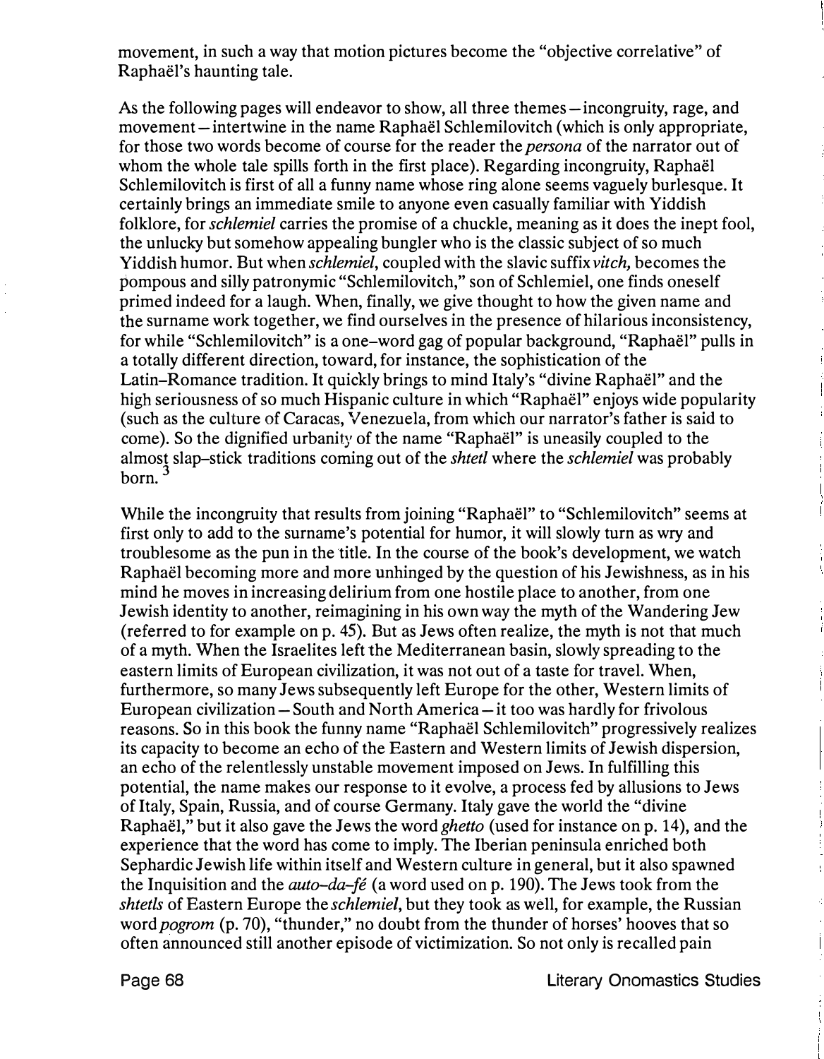movement, in such a way that motion pictures become the "objective correlative" of Raphaël's haunting tale.

As the following pages will endeavor to show, all three themes – incongruity, rage, and movement – intertwine in the name Raphaël Schlemilovitch (which is only appropriate, for those two words become of course for the reader the *persona* of the narrator out of whom the whole tale spills forth in the first place). Regarding incongruity, Raphaël Schlemilovitch is first of all a funny name whose ring alone seems vaguely burlesque. It certainly brings an immediate smile to anyone even casually familiar with Yiddish folklore, for *schlemiel* carries the promise of a chuckle, meaning as it does the inept fool, the unlucky but somehow appealing bungler who is the classic subject of so much Yiddish humor. But when *schlemiel*, coupled with the slavic suffix *vitch,* becomes the pompous and silly patronymic "Schlemilovitch," son of Schlemiel, one finds oneself primed indeed for a laugh. When, finally, we give thought to how the given name and the surname work together, we find ourselves in the presence of hilarious inconsistency, for while "Schlemilovitch" is a one–word gag of popular background, "Raphaël" pulls in a totally different direction, toward, for instance, the sophistication of the Latin–Romance tradition. It quickly brings to mind Italy's "divine Raphaël" and the high seriousness of so much Hispanic culture in which "Raphaël" enjoys wide popularity (such as the culture of Caracas, Venezuela, from which our narrator's father is said to come). So the dignified urbanity of the name "Raphaël" is uneasily coupled to the almost slap–stick traditions coming out of the *shtetl* where the *schlemiel* was probably born. [3]

While the incongruity that results from joining "Raphaël" to "Schlemilovitch" seems at first only to add to the surname's potential for humor, it will slowly turn as wry and troublesome as the pun in the title. In the course of the book's development, we watch Raphaël becoming more and more unhinged by the question of his Jewishness, as in his mind he moves in increasing delirium from one hostile place to another, from one Jewish identity to another, reimagining in his own way the myth of the Wandering Jew (referred to for example on p. 45). But as Jews often realize, the myth is not that much of a myth. When the Israelites left the Mediterranean basin, slowly spreading to the eastern limits of European civilization, it was not out of a taste for travel. When, furthermore, so many Jews subsequently left Europe for the other, Western limits of European civilization – South and North America – it too was hardly for frivolous reasons. So in this book the funny name "Raphaël Schlemilovitch" progressively realizes its capacity to become an echo of the Eastern and Western limits of Jewish dispersion, an echo of the relentlessly unstable movement imposed on Jews. In fulfilling this potential, the name makes our response to it evolve, a process fed by allusions to Jews of Italy, Spain, Russia, and of course Germany. Italy gave the world the "divine Raphaël," but it also gave the Jews the word *ghetto* (used for instance on p. 14), and the experience that the word has come to imply. The Iberian peninsula enriched both Sephardic Jewish life within itself and Western culture in general, but it also spawned the Inquisition and the *auto–da–fé* (a word used on p. 190). The Jews took from the *shtetls* of Eastern Europe the *schlemiel*, but they took as well, for example, the Russian word *pogrom* (p. 70), "thunder," no doubt from the thunder of horses' hooves that so often announced still another episode of victimization. So not only is recalled pain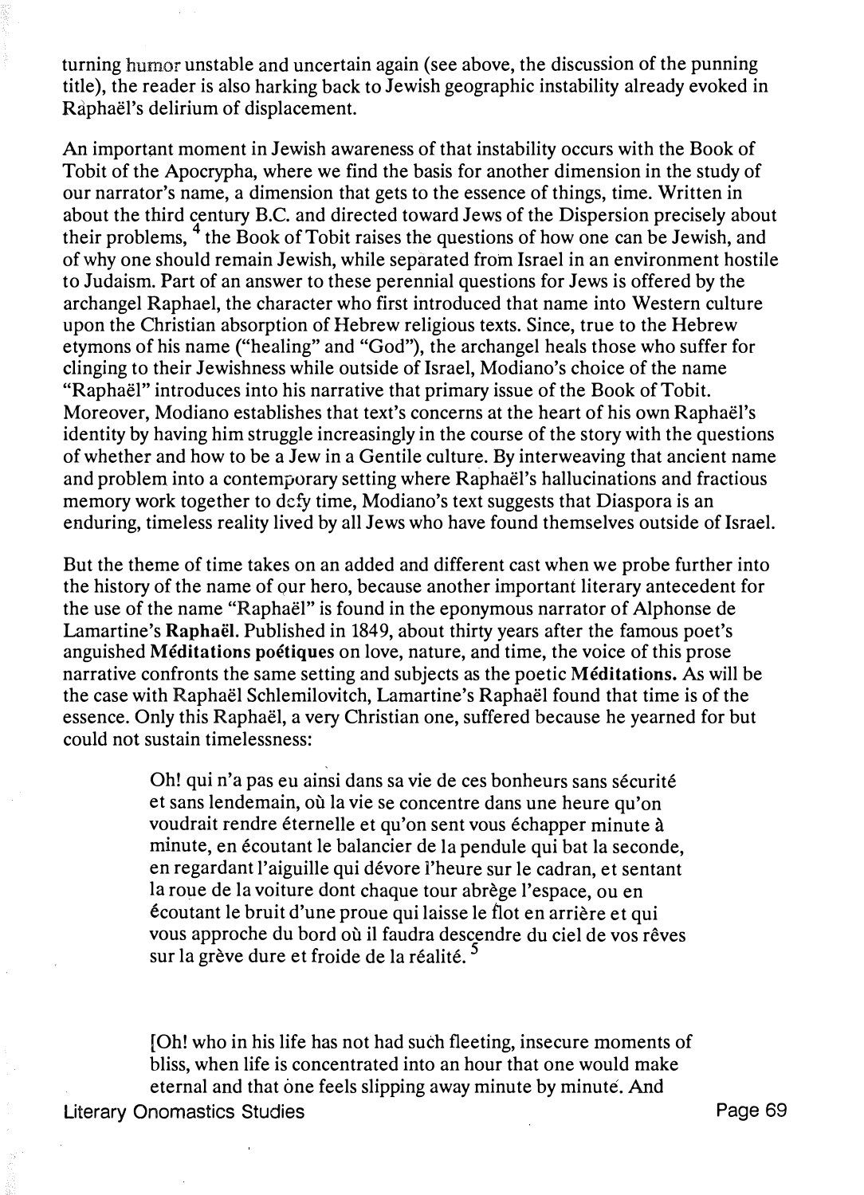turning humor unstable and uncertain again (see above, the discussion of the punning title), the reader is also harking back to Jewish geographic instability already evoked in Raphaël's delirium of displacement.

An important moment in Jewish awareness of that instability occurs with the Book of Tobit of the Apocrypha, where we find the basis for another dimension in the study of our narrator's name, a dimension that gets to the essence of things, time. Written in about the third century B.C. and directed toward Jews of the Dispersion precisely about their problems, [4] the Book of Tobit raises the questions of how one can be Jewish, and of why one should remain Jewish, while separated from Israel in an environment hostile to Judaism. Part of an answer to these perennial questions for Jews is offered by the archangel Raphael, the character who first introduced that name into Western culture upon the Christian absorption of Hebrew religious texts. Since, true to the Hebrew etymons of his name ("healing" and "God"), the archangel heals those who suffer for clinging to their Jewishness while outside of Israel, Modiano's choice of the name "Raphaël" introduces into his narrative that primary issue of the Book of Tobit. Moreover, Modiano establishes that text's concerns at the heart of his own Raphaël's identity by having him struggle increasingly in the course of the story with the questions of whether and how to be a Jew in a Gentile culture. By interweaving that ancient name and problem into a contemporary setting where Raphaël's hallucinations and fractious memory work together to defy time, Modiano's text suggests that Diaspora is an enduring, timeless reality lived by all Jews who have found themselves outside of Israel.

But the theme of time takes on an added and different cast when we probe further into the history of the name of our hero, because another important literary antecedent for the use of the name "Raphaël" is found in the eponymous narrator of Alphonse de Lamartine's **Raphaël**. Published in 1849, about thirty years after the famous poet's anguished **Méditations poétiques** on love, nature, and time, the voice of this prose narrative confronts the same setting and subjects as the poetic **Méditations.** As will be the case with Raphaël Schlemilovitch, Lamartine's Raphaël found that time is of the essence. Only this Raphaël, a very Christian one, suffered because he yearned for but could not sustain timelessness:

> Oh! qui n'a pas eu ainsi dans sa vie de ces bonheurs sans sécurité et sans lendemain, où la vie se concentre dans une heure qu'on voudrait rendre éternelle et qu'on sent vous échapper minute à minute, en écoutant le balancier de la pendule qui bat la seconde, en regardant l'aiguille qui dévore l'heure sur le cadran, et sentant la roue de la voiture dont chaque tour abrège l'espace, ou en écoutant le bruit d'une proue qui laisse le flot en arrière et qui vous approche du bord où il faudra descendre du ciel de vos rêves sur la grève dure et froide de la réalité. [5]

> [Oh! who in his life has not had such fleeting, insecure moments of bliss, when life is concentrated into an hour that one would make eternal and that one feels slipping away minute by minute. And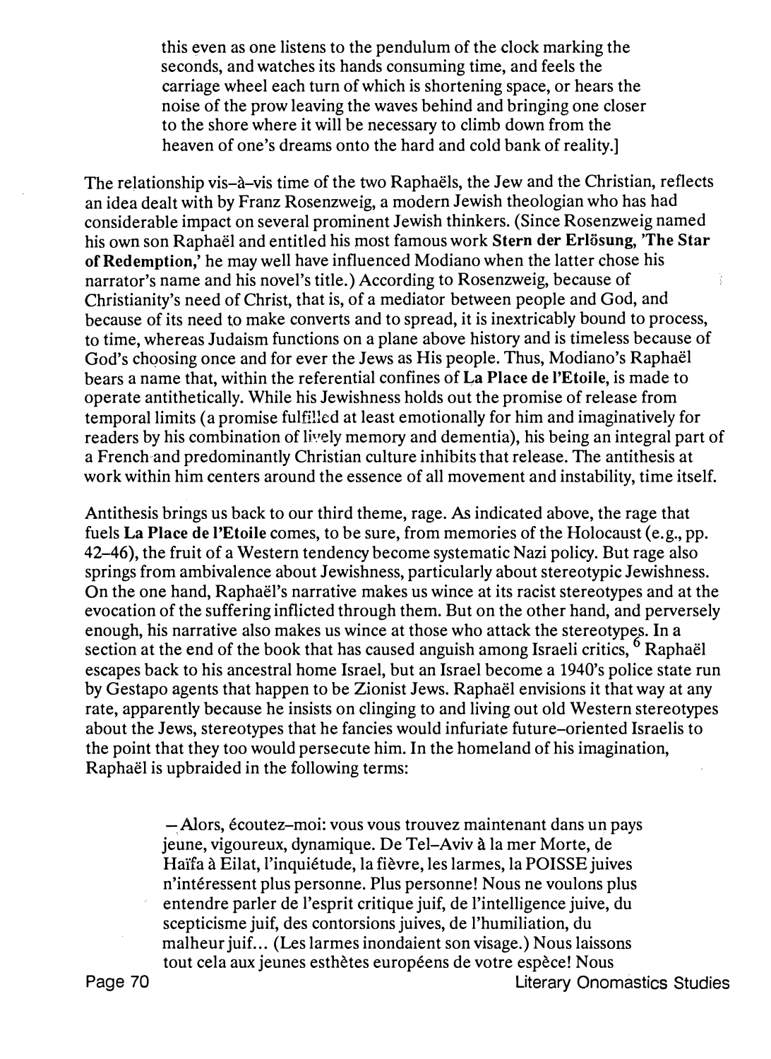> this even as one listens to the pendulum of the clock marking the seconds, and watches its hands consuming time, and feels the carriage wheel each turn of which is shortening space, or hears the noise of the prow leaving the waves behind and bringing one closer to the shore where it will be necessary to climb down from the heaven of one's dreams onto the hard and cold bank of reality.]

The relationship vis-à-vis time of the two Raphaëls, the Jew and the Christian, reflects an idea dealt with by Franz Rosenzweig, a modern Jewish theologian who has had considerable impact on several prominent Jewish thinkers. (Since Rosenzweig named his own son Raphaël and entitled his most famous work **Stern der Erlösung, 'The Star of Redemption,'** he may well have influenced Modiano when the latter chose his narrator's name and his novel's title.) According to Rosenzweig, because of Christianity's need of Christ, that is, of a mediator between people and God, and because of its need to make converts and to spread, it is inextricably bound to process, to time, whereas Judaism functions on a plane above history and is timeless because of God's choosing once and for ever the Jews as His people. Thus, Modiano's Raphaël bears a name that, within the referential confines of **La Place de l'Etoile**, is made to operate antithetically. While his Jewishness holds out the promise of release from temporal limits (a promise fulfilled at least emotionally for him and imaginatively for readers by his combination of lively memory and dementia), his being an integral part of a French and predominantly Christian culture inhibits that release. The antithesis at work within him centers around the essence of all movement and instability, time itself.

Antithesis brings us back to our third theme, rage. As indicated above, the rage that fuels **La Place de l'Etoile** comes, to be sure, from memories of the Holocaust (e.g., pp. 42–46), the fruit of a Western tendency become systematic Nazi policy. But rage also springs from ambivalence about Jewishness, particularly about stereotypic Jewishness. On the one hand, Raphaël's narrative makes us wince at its racist stereotypes and at the evocation of the suffering inflicted through them. But on the other hand, and perversely enough, his narrative also makes us wince at those who attack the stereotypes. In a section at the end of the book that has caused anguish among Israeli critics,[6] Raphaël escapes back to his ancestral home Israel, but an Israel become a 1940's police state run by Gestapo agents that happen to be Zionist Jews. Raphaël envisions it that way at any rate, apparently because he insists on clinging to and living out old Western stereotypes about the Jews, stereotypes that he fancies would infuriate future-oriented Israelis to the point that they too would persecute him. In the homeland of his imagination, Raphaël is upbraided in the following terms:

> —Alors, écoutez-moi: vous vous trouvez maintenant dans un pays jeune, vigoureux, dynamique. De Tel-Aviv à la mer Morte, de Haïfa à Eilat, l'inquiétude, la fièvre, les larmes, la POISSE juives n'intéressent plus personne. Plus personne! Nous ne voulons plus entendre parler de l'esprit critique juif, de l'intelligence juive, du scepticisme juif, des contorsions juives, de l'humiliation, du malheur juif... (Les larmes inondaient son visage.) Nous laissons tout cela aux jeunes esthètes européens de votre espèce! Nous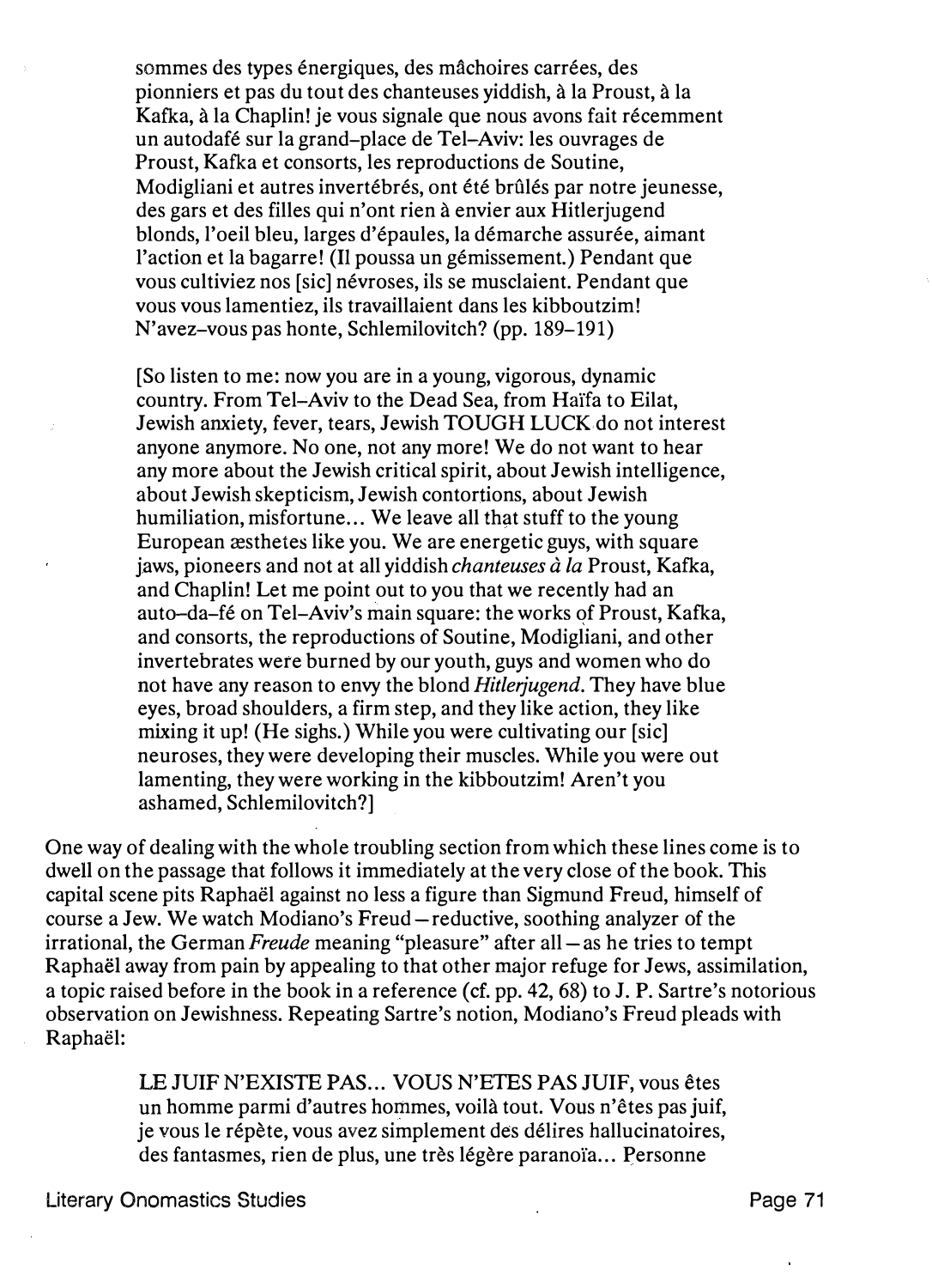> sommes des types énergiques, des mâchoires carrées, des pionniers et pas du tout des chanteuses yiddish, à la Proust, à la Kafka, à la Chaplin! je vous signale que nous avons fait récemment un autodafé sur la grand-place de Tel-Aviv: les ouvrages de Proust, Kafka et consorts, les reproductions de Soutine, Modigliani et autres invertébrés, ont été brûlés par notre jeunesse, des gars et des filles qui n'ont rien à envier aux Hitlerjugend blonds, l'oeil bleu, larges d'épaules, la démarche assurée, aimant l'action et la bagarre! (Il poussa un gémissement.) Pendant que vous cultiviez nos [sic] névroses, ils se musclaient. Pendant que vous vous lamentiez, ils travaillaient dans les kibboutzim! N'avez-vous pas honte, Schlemilovitch? (pp. 189–191)
>
> [So listen to me: now you are in a young, vigorous, dynamic country. From Tel-Aviv to the Dead Sea, from Haïfa to Eilat, Jewish anxiety, fever, tears, Jewish TOUGH LUCK do not interest anyone anymore. No one, not any more! We do not want to hear any more about the Jewish critical spirit, about Jewish intelligence, about Jewish skepticism, Jewish contortions, about Jewish humiliation, misfortune... We leave all that stuff to the young European æsthetes like you. We are energetic guys, with square jaws, pioneers and not at all yiddish *chanteuses à la* Proust, Kafka, and Chaplin! Let me point out to you that we recently had an auto-da-fé on Tel-Aviv's main square: the works of Proust, Kafka, and consorts, the reproductions of Soutine, Modigliani, and other invertebrates were burned by our youth, guys and women who do not have any reason to envy the blond *Hitlerjugend*. They have blue eyes, broad shoulders, a firm step, and they like action, they like mixing it up! (He sighs.) While you were cultivating our [sic] neuroses, they were developing their muscles. While you were out lamenting, they were working in the kibboutzim! Aren't you ashamed, Schlemilovitch?]

One way of dealing with the whole troubling section from which these lines come is to dwell on the passage that follows it immediately at the very close of the book. This capital scene pits Raphaël against no less a figure than Sigmund Freud, himself of course a Jew. We watch Modiano's Freud – reductive, soothing analyzer of the irrational, the German *Freude* meaning "pleasure" after all – as he tries to tempt Raphaël away from pain by appealing to that other major refuge for Jews, assimilation, a topic raised before in the book in a reference (cf. pp. 42, 68) to J. P. Sartre's notorious observation on Jewishness. Repeating Sartre's notion, Modiano's Freud pleads with Raphaël:

> LE JUIF N'EXISTE PAS... VOUS N'ETES PAS JUIF, vous êtes un homme parmi d'autres hommes, voilà tout. Vous n'êtes pas juif, je vous le répète, vous avez simplement des délires hallucinatoires, des fantasmes, rien de plus, une très légère paranoïa... Personne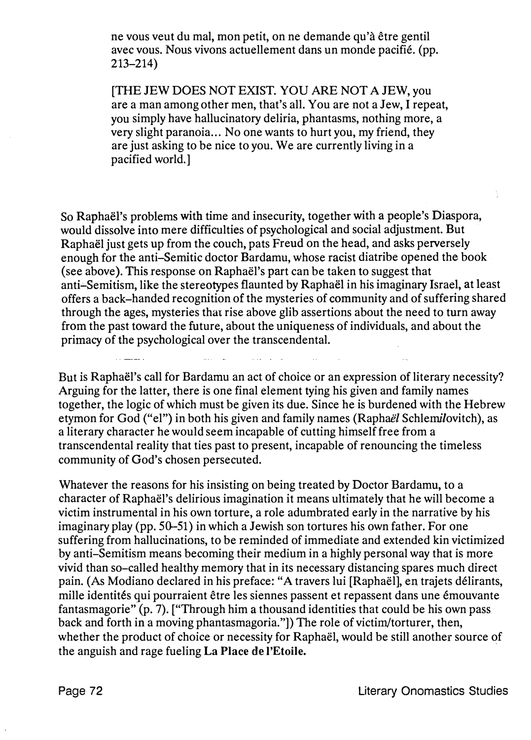> ne vous veut du mal, mon petit, on ne demande qu'à être gentil avec vous. Nous vivons actuellement dans un monde pacifié. (pp. 213–214)
>
> [THE JEW DOES NOT EXIST. YOU ARE NOT A JEW, you are a man among other men, that's all. You are not a Jew, I repeat, you simply have hallucinatory deliria, phantasms, nothing more, a very slight paranoia... No one wants to hurt you, my friend, they are just asking to be nice to you. We are currently living in a pacified world.]

So Raphaël's problems with time and insecurity, together with a people's Diaspora, would dissolve into mere difficulties of psychological and social adjustment. But Raphaël just gets up from the couch, pats Freud on the head, and asks perversely enough for the anti–Semitic doctor Bardamu, whose racist diatribe opened the book (see above). This response on Raphaël's part can be taken to suggest that anti–Semitism, like the stereotypes flaunted by Raphaël in his imaginary Israel, at least offers a back–handed recognition of the mysteries of community and of suffering shared through the ages, mysteries that rise above glib assertions about the need to turn away from the past toward the future, about the uniqueness of individuals, and about the primacy of the psychological over the transcendental.

But is Raphaël's call for Bardamu an act of choice or an expression of literary necessity? Arguing for the latter, there is one final element tying his given and family names together, the logic of which must be given its due. Since he is burdened with the Hebrew etymon for God ("el") in both his given and family names (Rapha*ël* Schlemi*l*ovitch), as a literary character he would seem incapable of cutting himself free from a transcendental reality that ties past to present, incapable of renouncing the timeless community of God's chosen persecuted.

Whatever the reasons for his insisting on being treated by Doctor Bardamu, to a character of Raphaël's delirious imagination it means ultimately that he will become a victim instrumental in his own torture, a role adumbrated early in the narrative by his imaginary play (pp. 50–51) in which a Jewish son tortures his own father. For one suffering from hallucinations, to be reminded of immediate and extended kin victimized by anti–Semitism means becoming their medium in a highly personal way that is more vivid than so–called healthy memory that in its necessary distancing spares much direct pain. (As Modiano declared in his preface: "A travers lui [Raphaël], en trajets délirants, mille identités qui pourraient être les siennes passent et repassent dans une émouvante fantasmagorie" (p. 7). ["Through him a thousand identities that could be his own pass back and forth in a moving phantasmagoria."]) The role of victim/torturer, then, whether the product of choice or necessity for Raphaël, would be still another source of the anguish and rage fueling **La Place de l'Etoile.**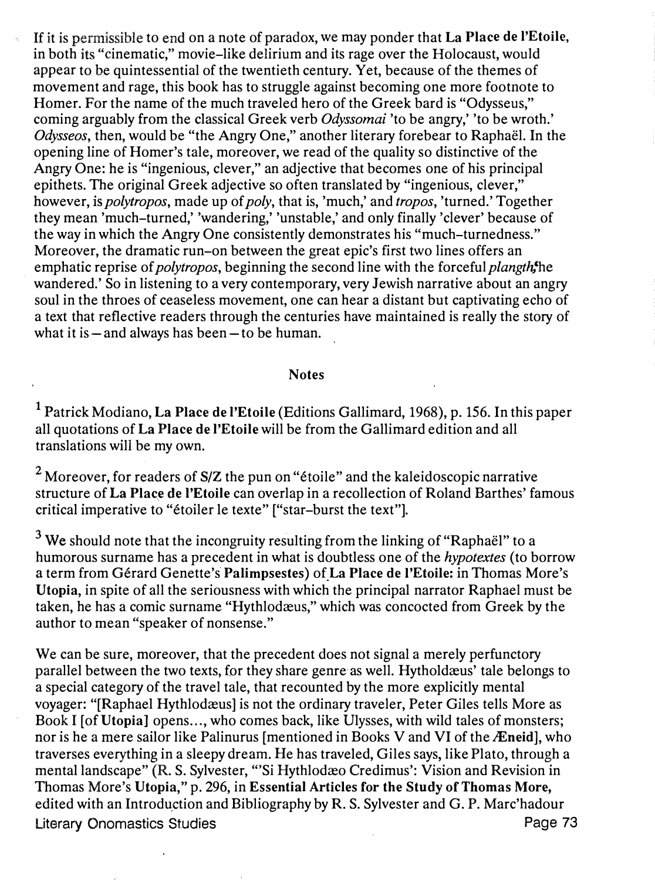If it is permissible to end on a note of paradox, we may ponder that **La Place de l'Etoile**, in both its "cinematic," movie–like delirium and its rage over the Holocaust, would appear to be quintessential of the twentieth century. Yet, because of the themes of movement and rage, this book has to struggle against becoming one more footnote to Homer. For the name of the much traveled hero of the Greek bard is "Odysseus," coming arguably from the classical Greek verb *Odyssomai* 'to be angry,' 'to be wroth.' *Odysseos*, then, would be "the Angry One," another literary forebear to Raphaël. In the opening line of Homer's tale, moreover, we read of the quality so distinctive of the Angry One: he is "ingenious, clever," an adjective that becomes one of his principal epithets. The original Greek adjective so often translated by "ingenious, clever," however, is *polytropos*, made up of *poly*, that is, 'much,' and *tropos*, 'turned.' Together they mean 'much–turned,' 'wandering,' 'unstable,' and only finally 'clever' because of the way in which the Angry One consistently demonstrates his "much–turnedness." Moreover, the dramatic run–on between the great epic's first two lines offers an emphatic reprise of *polytropos*, beginning the second line with the forceful *plangth*,'he wandered.' So in listening to a very contemporary, very Jewish narrative about an angry soul in the throes of ceaseless movement, one can hear a distant but captivating echo of a text that reflective readers through the centuries have maintained is really the story of what it is – and always has been – to be human.

## Notes

[1] Patrick Modiano, **La Place de l'Etoile** (Editions Gallimard, 1968), p. 156. In this paper all quotations of **La Place de l'Etoile** will be from the Gallimard edition and all translations will be my own.

[2] Moreover, for readers of **S/Z** the pun on "étoile" and the kaleidoscopic narrative structure of **La Place de l'Etoile** can overlap in a recollection of Roland Barthes' famous critical imperative to "étoiler le texte" ["star–burst the text"].

[3] We should note that the incongruity resulting from the linking of "Raphaël" to a humorous surname has a precedent in what is doubtless one of the *hypotextes* (to borrow a term from Gérard Genette's **Palimpsestes**) of **La Place de l'Etoile:** in Thomas More's **Utopia**, in spite of all the seriousness with which the principal narrator Raphael must be taken, he has a comic surname "Hythlodæus," which was concocted from Greek by the author to mean "speaker of nonsense."

We can be sure, moreover, that the precedent does not signal a merely perfunctory parallel between the two texts, for they share genre as well. Hytholdæus' tale belongs to a special category of the travel tale, that recounted by the more explicitly mental voyager: "[Raphael Hythlodæus] is not the ordinary traveler, Peter Giles tells More as Book I [of **Utopia**] opens..., who comes back, like Ulysses, with wild tales of monsters; nor is he a mere sailor like Palinurus [mentioned in Books V and VI of the **Æneid**], who traverses everything in a sleepy dream. He has traveled, Giles says, like Plato, through a mental landscape" (R. S. Sylvester, "'Si Hythlodæo Credimus': Vision and Revision in Thomas More's **Utopia**," p. 296, in **Essential Articles for the Study of Thomas More,** edited with an Introduction and Bibliography by R. S. Sylvester and G. P. Marc'hadour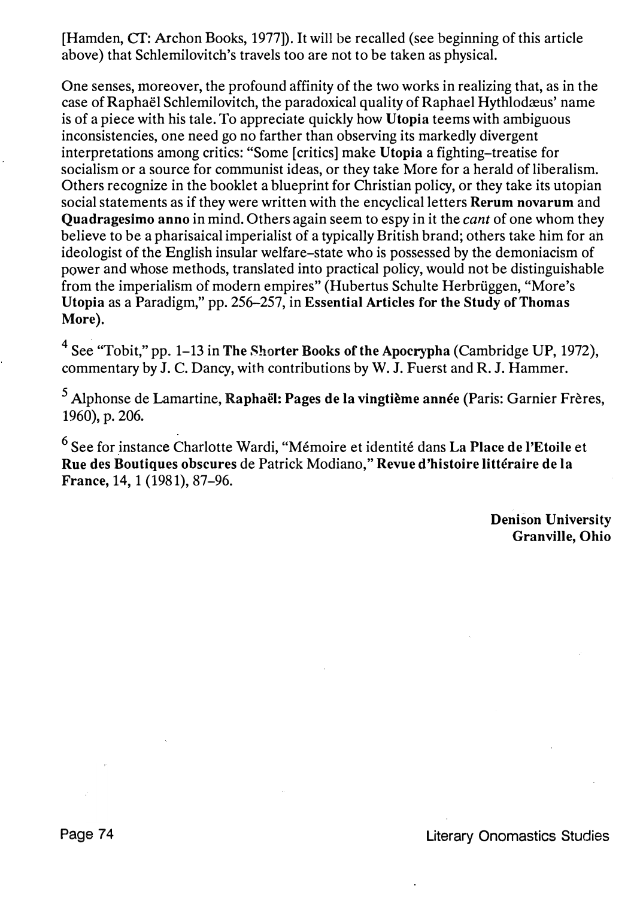[Hamden, CT: Archon Books, 1977]). It will be recalled (see beginning of this article above) that Schlemilovitch's travels too are not to be taken as physical.

One senses, moreover, the profound affinity of the two works in realizing that, as in the case of Raphaël Schlemilovitch, the paradoxical quality of Raphael Hythlodæus' name is of a piece with his tale. To appreciate quickly how **Utopia** teems with ambiguous inconsistencies, one need go no farther than observing its markedly divergent interpretations among critics: "Some [critics] make **Utopia** a fighting-treatise for socialism or a source for communist ideas, or they take More for a herald of liberalism. Others recognize in the booklet a blueprint for Christian policy, or they take its utopian social statements as if they were written with the encyclical letters **Rerum novarum** and **Quadragesimo anno** in mind. Others again seem to espy in it the *cant* of one whom they believe to be a pharisaical imperialist of a typically British brand; others take him for an ideologist of the English insular welfare-state who is possessed by the demoniacism of power and whose methods, translated into practical policy, would not be distinguishable from the imperialism of modern empires" (Hubertus Schulte Herbrüggen, "More's **Utopia** as a Paradigm," pp. 256–257, in **Essential Articles for the Study of Thomas More**).

[4] See "Tobit," pp. 1–13 in **The Shorter Books of the Apocrypha** (Cambridge UP, 1972), commentary by J. C. Dancy, with contributions by W. J. Fuerst and R. J. Hammer.

[5] Alphonse de Lamartine, **Raphaël: Pages de la vingtième année** (Paris: Garnier Frères, 1960), p. 206.

[6] See for instance Charlotte Wardi, "Mémoire et identité dans **La Place de l'Etoile** et **Rue des Boutiques obscures** de Patrick Modiano," **Revue d'histoire littéraire de la France**, 14, 1 (1981), 87–96.

**Denison University**
**Granville, Ohio**